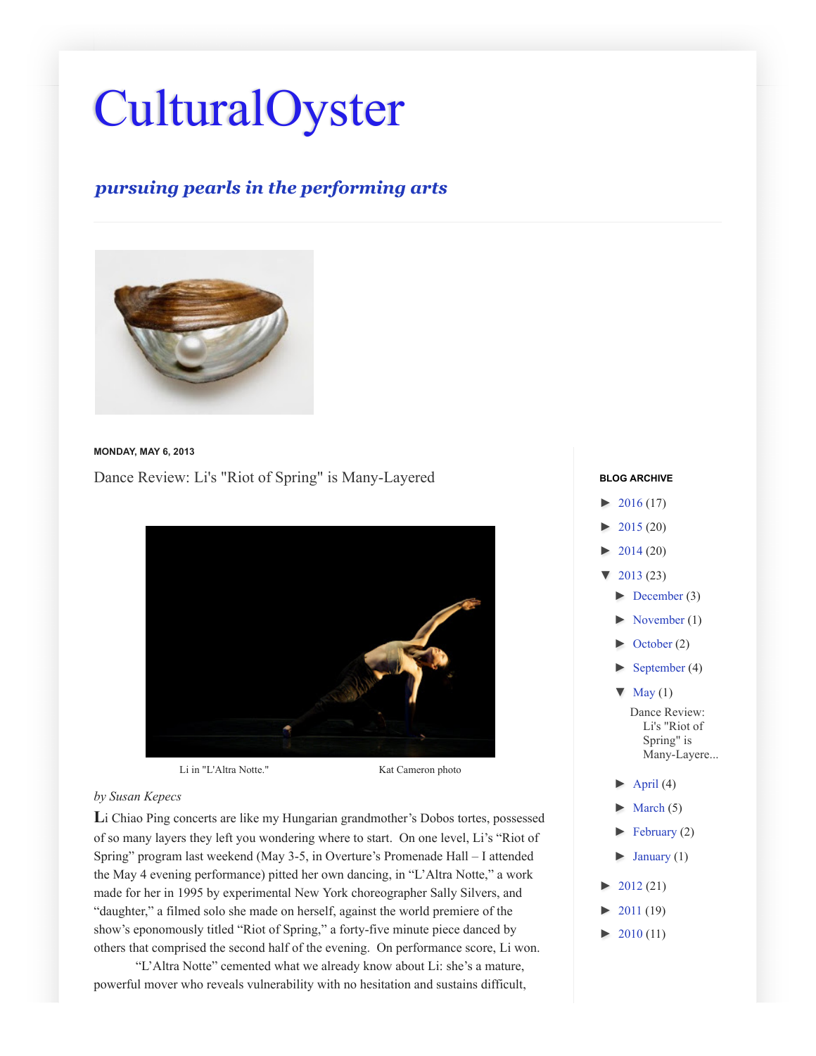# CulturalOyster

## *pursuing pearls in the performing arts*

**MONDAY, MAY 6, 2013**

### Dance Review: Li's "Riot of Spring" is Many-Layered

Li in "L'Altra Notte." Kat Cameron photo

*by Susan Kepecs*

Li Chiao Ping concerts are like my Hungarian grandmother's Dobos tortes, possessed of so many layers they left you wondering where to start. On one level, Li's "Riot of Spring" program last weekend (May 3-5, in Overture's Promenade Hall – I attended the May 4 evening performance) pitted her own dancing, in "L'Altra Notte," a work made for her in 1995 by experimental New York choreographer Sally Silvers, and "daughter," a filmed solo she made on herself, against the world premiere of the show's eponomously titled "Riot of Spring," a forty-five minute piece danced by others that comprised the second half of the evening. On performance score, Li won.

"L'Altra Notte" cemented what we already know about Li: she's a mature, powerful mover who reveals vulnerability with no hesitation and sustains difficult,

**BLOG ARCHIVE**

- ► 2016 (17)
- ► 2015 (20)
- ► 2014 (20)
- ▼ 2013 (23)
  - ► December (3)
  - ► November (1)
  - ► October (2)
  - ► September (4)
  - ▼ May (1)
    - Dance Review: Li's "Riot of Spring" is Many-Layere...
  - ► April (4)
  - ► March (5)
  - ► February (2)
  - ► January (1)
- ► 2012 (21)
- ► 2011 (19)
- ► 2010 (11)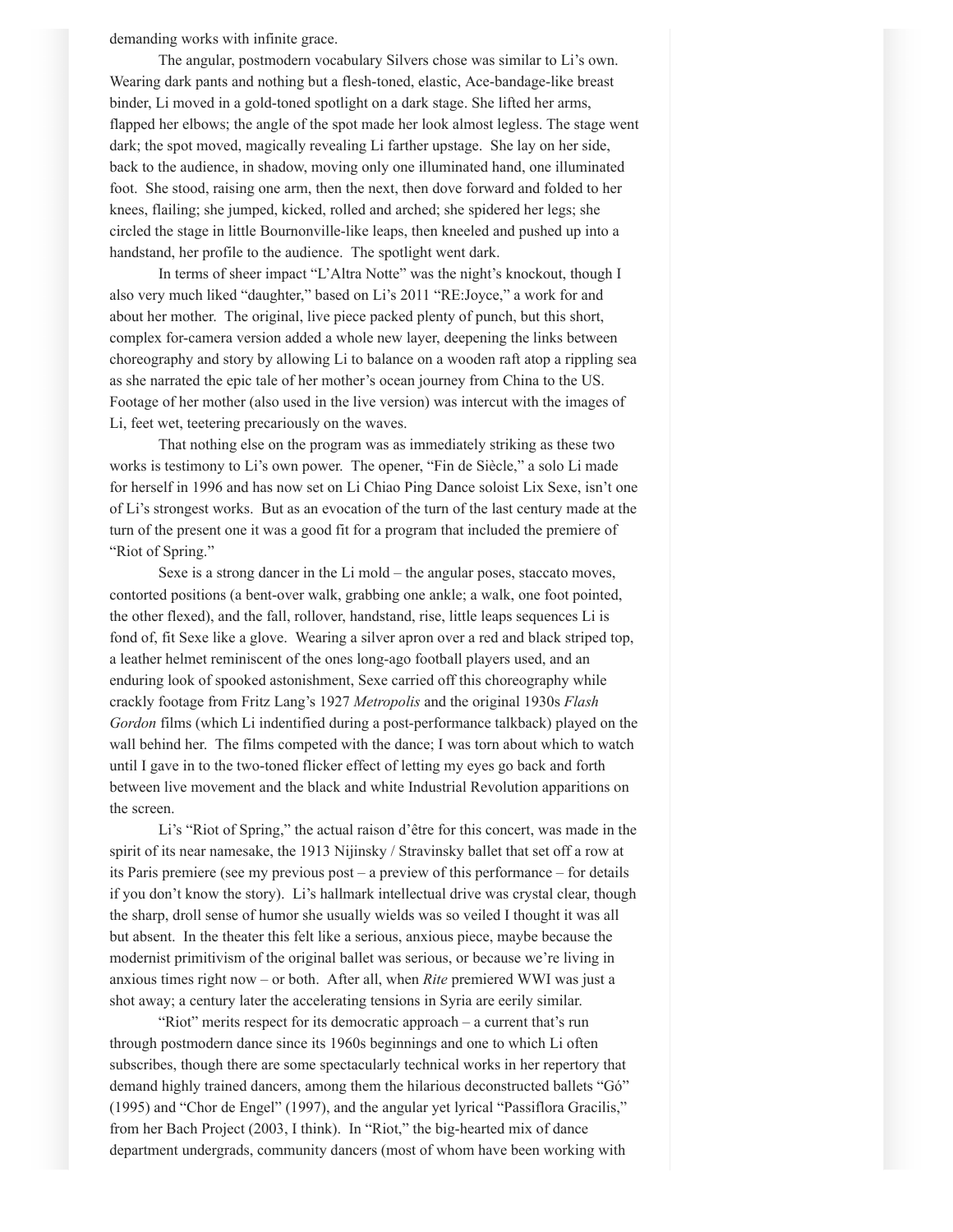demanding works with infinite grace.

The angular, postmodern vocabulary Silvers chose was similar to Li's own. Wearing dark pants and nothing but a flesh-toned, elastic, Ace-bandage-like breast binder, Li moved in a gold-toned spotlight on a dark stage. She lifted her arms, flapped her elbows; the angle of the spot made her look almost legless. The stage went dark; the spot moved, magically revealing Li farther upstage. She lay on her side, back to the audience, in shadow, moving only one illuminated hand, one illuminated foot. She stood, raising one arm, then the next, then dove forward and folded to her knees, flailing; she jumped, kicked, rolled and arched; she spidered her legs; she circled the stage in little Bournonville-like leaps, then kneeled and pushed up into a handstand, her profile to the audience. The spotlight went dark.

In terms of sheer impact "L'Altra Notte" was the night's knockout, though I also very much liked "daughter," based on Li's 2011 "RE:Joyce," a work for and about her mother. The original, live piece packed plenty of punch, but this short, complex for-camera version added a whole new layer, deepening the links between choreography and story by allowing Li to balance on a wooden raft atop a rippling sea as she narrated the epic tale of her mother's ocean journey from China to the US. Footage of her mother (also used in the live version) was intercut with the images of Li, feet wet, teetering precariously on the waves.

That nothing else on the program was as immediately striking as these two works is testimony to Li's own power. The opener, "Fin de Siècle," a solo Li made for herself in 1996 and has now set on Li Chiao Ping Dance soloist Lix Sexe, isn't one of Li's strongest works. But as an evocation of the turn of the last century made at the turn of the present one it was a good fit for a program that included the premiere of "Riot of Spring."

Sexe is a strong dancer in the Li mold – the angular poses, staccato moves, contorted positions (a bent-over walk, grabbing one ankle; a walk, one foot pointed, the other flexed), and the fall, rollover, handstand, rise, little leaps sequences Li is fond of, fit Sexe like a glove. Wearing a silver apron over a red and black striped top, a leather helmet reminiscent of the ones long-ago football players used, and an enduring look of spooked astonishment, Sexe carried off this choreography while crackly footage from Fritz Lang's 1927 *Metropolis* and the original 1930s *Flash Gordon* films (which Li indentified during a post-performance talkback) played on the wall behind her. The films competed with the dance; I was torn about which to watch until I gave in to the two-toned flicker effect of letting my eyes go back and forth between live movement and the black and white Industrial Revolution apparitions on the screen.

Li's "Riot of Spring," the actual raison d'être for this concert, was made in the spirit of its near namesake, the 1913 Nijinsky / Stravinsky ballet that set off a row at its Paris premiere (see my previous post – a preview of this performance – for details if you don't know the story). Li's hallmark intellectual drive was crystal clear, though the sharp, droll sense of humor she usually wields was so veiled I thought it was all but absent. In the theater this felt like a serious, anxious piece, maybe because the modernist primitivism of the original ballet was serious, or because we're living in anxious times right now – or both. After all, when *Rite* premiered WWI was just a shot away; a century later the accelerating tensions in Syria are eerily similar.

"Riot" merits respect for its democratic approach – a current that's run through postmodern dance since its 1960s beginnings and one to which Li often subscribes, though there are some spectacularly technical works in her repertory that demand highly trained dancers, among them the hilarious deconstructed ballets "Gó" (1995) and "Chor de Engel" (1997), and the angular yet lyrical "Passiflora Gracilis," from her Bach Project (2003, I think). In "Riot," the big-hearted mix of dance department undergrads, community dancers (most of whom have been working with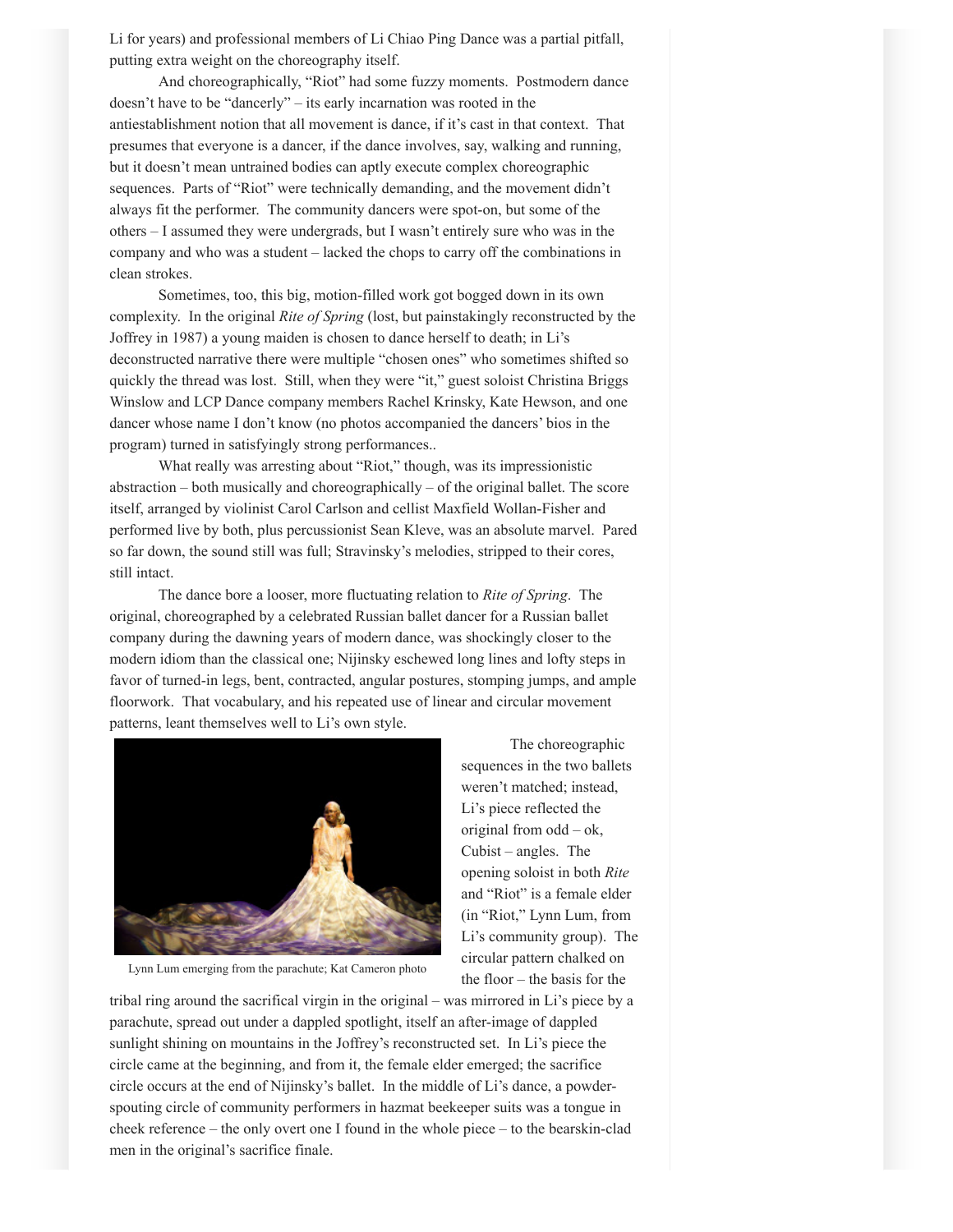Li for years) and professional members of Li Chiao Ping Dance was a partial pitfall, putting extra weight on the choreography itself.

And choreographically, "Riot" had some fuzzy moments. Postmodern dance doesn't have to be "dancerly" – its early incarnation was rooted in the antiestablishment notion that all movement is dance, if it's cast in that context. That presumes that everyone is a dancer, if the dance involves, say, walking and running, but it doesn't mean untrained bodies can aptly execute complex choreographic sequences. Parts of "Riot" were technically demanding, and the movement didn't always fit the performer. The community dancers were spot-on, but some of the others – I assumed they were undergrads, but I wasn't entirely sure who was in the company and who was a student – lacked the chops to carry off the combinations in clean strokes.

Sometimes, too, this big, motion-filled work got bogged down in its own complexity. In the original *Rite of Spring* (lost, but painstakingly reconstructed by the Joffrey in 1987) a young maiden is chosen to dance herself to death; in Li's deconstructed narrative there were multiple "chosen ones" who sometimes shifted so quickly the thread was lost. Still, when they were "it," guest soloist Christina Briggs Winslow and LCP Dance company members Rachel Krinsky, Kate Hewson, and one dancer whose name I don't know (no photos accompanied the dancers' bios in the program) turned in satisfyingly strong performances..

What really was arresting about "Riot," though, was its impressionistic abstraction – both musically and choreographically – of the original ballet. The score itself, arranged by violinist Carol Carlson and cellist Maxfield Wollan-Fisher and performed live by both, plus percussionist Sean Kleve, was an absolute marvel. Pared so far down, the sound still was full; Stravinsky's melodies, stripped to their cores, still intact.

The dance bore a looser, more fluctuating relation to *Rite of Spring*. The original, choreographed by a celebrated Russian ballet dancer for a Russian ballet company during the dawning years of modern dance, was shockingly closer to the modern idiom than the classical one; Nijinsky eschewed long lines and lofty steps in favor of turned-in legs, bent, contracted, angular postures, stomping jumps, and ample floorwork. That vocabulary, and his repeated use of linear and circular movement patterns, leant themselves well to Li's own style.

Lynn Lum emerging from the parachute; Kat Cameron photo

The choreographic sequences in the two ballets weren't matched; instead, Li's piece reflected the original from odd – ok, Cubist – angles. The opening soloist in both *Rite* and "Riot" is a female elder (in "Riot," Lynn Lum, from Li's community group). The circular pattern chalked on the floor – the basis for the tribal ring around the sacrifical virgin in the original – was mirrored in Li's piece by a parachute, spread out under a dappled spotlight, itself an after-image of dappled sunlight shining on mountains in the Joffrey's reconstructed set. In Li's piece the circle came at the beginning, and from it, the female elder emerged; the sacrifice circle occurs at the end of Nijinsky's ballet. In the middle of Li's dance, a powder-spouting circle of community performers in hazmat beekeeper suits was a tongue in cheek reference – the only overt one I found in the whole piece – to the bearskin-clad men in the original's sacrifice finale.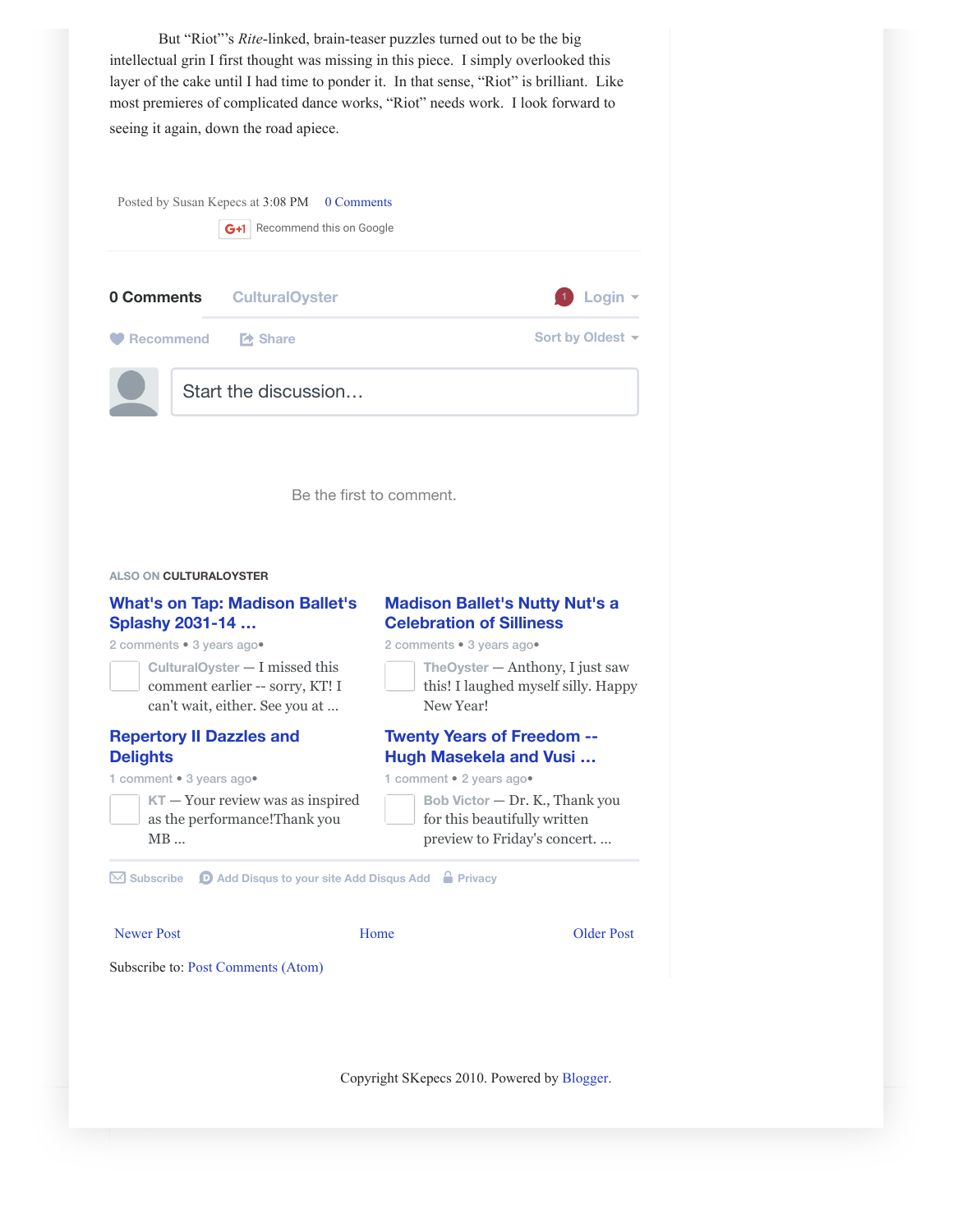But "Riot"'s *Rite*-linked, brain-teaser puzzles turned out to be the big intellectual grin I first thought was missing in this piece. I simply overlooked this layer of the cake until I had time to ponder it. In that sense, "Riot" is brilliant. Like most premieres of complicated dance works, "Riot" needs work. I look forward to seeing it again, down the road apiece.

Posted by Susan Kepecs at 3:08 PM 0 Comments

G+1 Recommend this on Google

**0 Comments** CulturalOyster 1 Login

Recommend Share Sort by Oldest

Start the discussion…

Be the first to comment.

ALSO ON **CULTURALOYSTER**

**What's on Tap: Madison Ballet's Splashy 2031-14 …**

2 comments • 3 years ago•

CulturalOyster — I missed this comment earlier -- sorry, KT! I can't wait, either. See you at …

**Madison Ballet's Nutty Nut's a Celebration of Silliness**

2 comments • 3 years ago•

TheOyster — Anthony, I just saw this! I laughed myself silly. Happy New Year!

**Repertory II Dazzles and Delights**

1 comment • 3 years ago•

KT — Your review was as inspired as the performance!Thank you MB …

**Twenty Years of Freedom -- Hugh Masekela and Vusi …**

1 comment • 2 years ago•

Bob Victor — Dr. K., Thank you for this beautifully written preview to Friday's concert. …

Subscribe Add Disqus to your site Add Disqus Add Privacy

Newer Post Home Older Post

Subscribe to: Post Comments (Atom)

Copyright SKepecs 2010. Powered by Blogger.